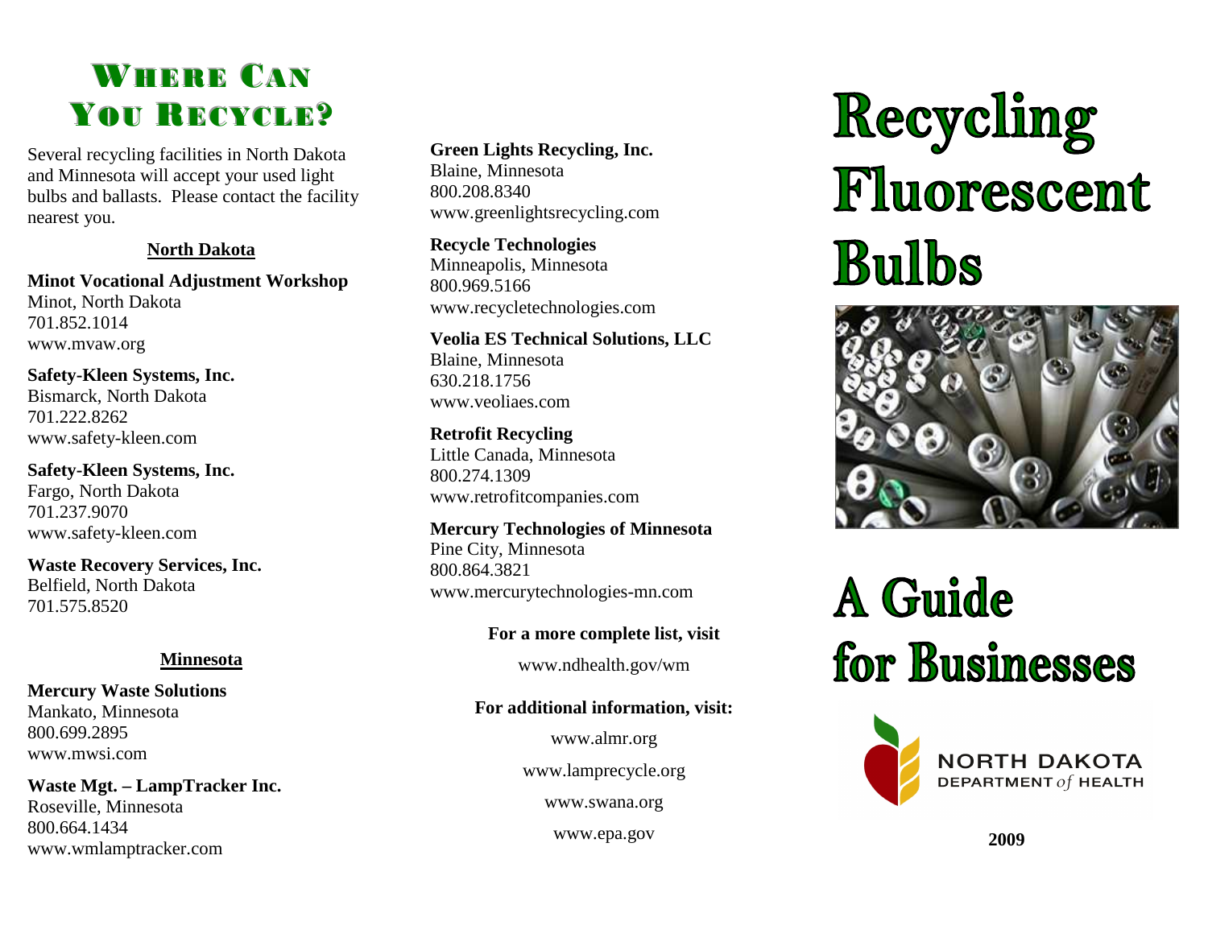# Where Can You Recycle?

Several recycling facilities in North Dakota and Minnesota will accept your used light bulbs and ballasts. Please contact the facility nearest you.

## North Dakota

**Minot Vocational Adjustment Workshop**
Minot, North Dakota
701.852.1014
www.mvaw.org

**Safety-Kleen Systems, Inc.**
Bismarck, North Dakota
701.222.8262
www.safety-kleen.com

**Safety-Kleen Systems, Inc.**
Fargo, North Dakota
701.237.9070
www.safety-kleen.com

**Waste Recovery Services, Inc.**
Belfield, North Dakota
701.575.8520

## Minnesota

**Mercury Waste Solutions**
Mankato, Minnesota
800.699.2895
www.mwsi.com

**Waste Mgt. – LampTracker Inc.**
Roseville, Minnesota
800.664.1434
www.wmlamptracker.com

**Green Lights Recycling, Inc.**
Blaine, Minnesota
800.208.8340
www.greenlightsrecycling.com

**Recycle Technologies**
Minneapolis, Minnesota
800.969.5166
www.recycletechnologies.com

**Veolia ES Technical Solutions, LLC**
Blaine, Minnesota
630.218.1756
www.veoliaes.com

**Retrofit Recycling**
Little Canada, Minnesota
800.274.1309
www.retrofitcompanies.com

**Mercury Technologies of Minnesota**
Pine City, Minnesota
800.864.3821
www.mercurytechnologies-mn.com

**For a more complete list, visit**

www.ndhealth.gov/wm

**For additional information, visit:**

www.almr.org

www.lamprecycle.org

www.swana.org

www.epa.gov

# Recycling Fluorescent Bulbs

# A Guide for Businesses

NORTH DAKOTA DEPARTMENT *of* HEALTH

**2009**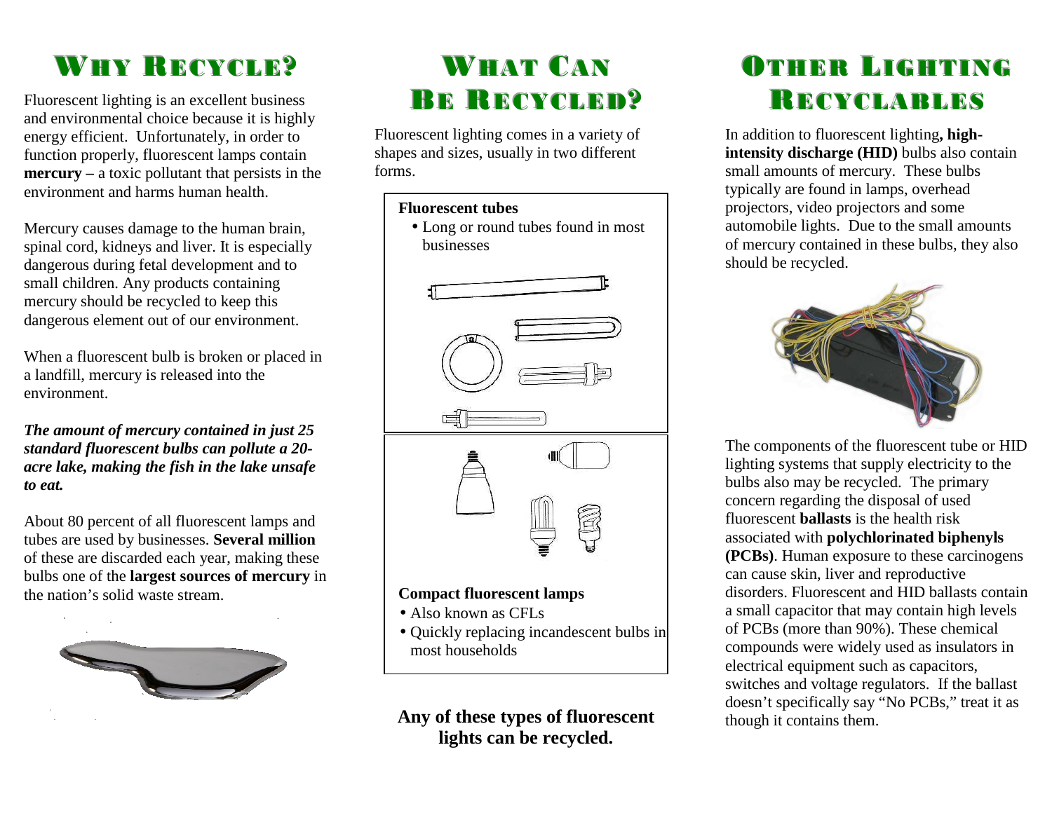# Why Recycle?

Fluorescent lighting is an excellent business and environmental choice because it is highly energy efficient. Unfortunately, in order to function properly, fluorescent lamps contain **mercury –** a toxic pollutant that persists in the environment and harms human health.

Mercury causes damage to the human brain, spinal cord, kidneys and liver. It is especially dangerous during fetal development and to small children. Any products containing mercury should be recycled to keep this dangerous element out of our environment.

When a fluorescent bulb is broken or placed in a landfill, mercury is released into the environment.

***The amount of mercury contained in just 25 standard fluorescent bulbs can pollute a 20-acre lake, making the fish in the lake unsafe to eat.***

About 80 percent of all fluorescent lamps and tubes are used by businesses. **Several million** of these are discarded each year, making these bulbs one of the **largest sources of mercury** in the nation's solid waste stream.

# What Can Be Recycled?

Fluorescent lighting comes in a variety of shapes and sizes, usually in two different forms.

**Fluorescent tubes**

- Long or round tubes found in most businesses

**Compact fluorescent lamps**

- Also known as CFLs
- Quickly replacing incandescent bulbs in most households

**Any of these types of fluorescent lights can be recycled.**

# Other Lighting Recyclables

In addition to fluorescent lighting**, high-intensity discharge (HID)** bulbs also contain small amounts of mercury. These bulbs typically are found in lamps, overhead projectors, video projectors and some automobile lights. Due to the small amounts of mercury contained in these bulbs, they also should be recycled.

The components of the fluorescent tube or HID lighting systems that supply electricity to the bulbs also may be recycled. The primary concern regarding the disposal of used fluorescent **ballasts** is the health risk associated with **polychlorinated biphenyls (PCBs)**. Human exposure to these carcinogens can cause skin, liver and reproductive disorders. Fluorescent and HID ballasts contain a small capacitor that may contain high levels of PCBs (more than 90%). These chemical compounds were widely used as insulators in electrical equipment such as capacitors, switches and voltage regulators. If the ballast doesn't specifically say "No PCBs," treat it as though it contains them.